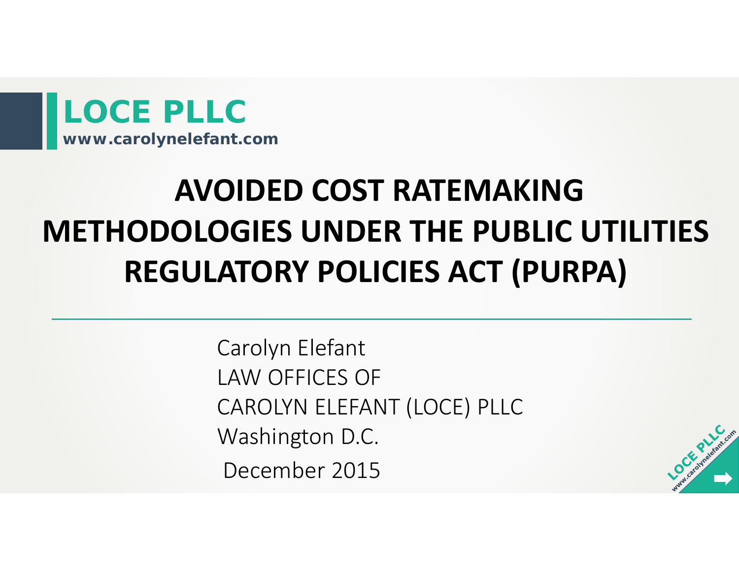**LOCE PLLC**
**www.carolynelefant.com**

# AVOIDED COST RATEMAKING METHODOLOGIES UNDER THE PUBLIC UTILITIES REGULATORY POLICIES ACT (PURPA)

Carolyn Elefant
LAW OFFICES OF
CAROLYN ELEFANT (LOCE) PLLC
Washington D.C.
December 2015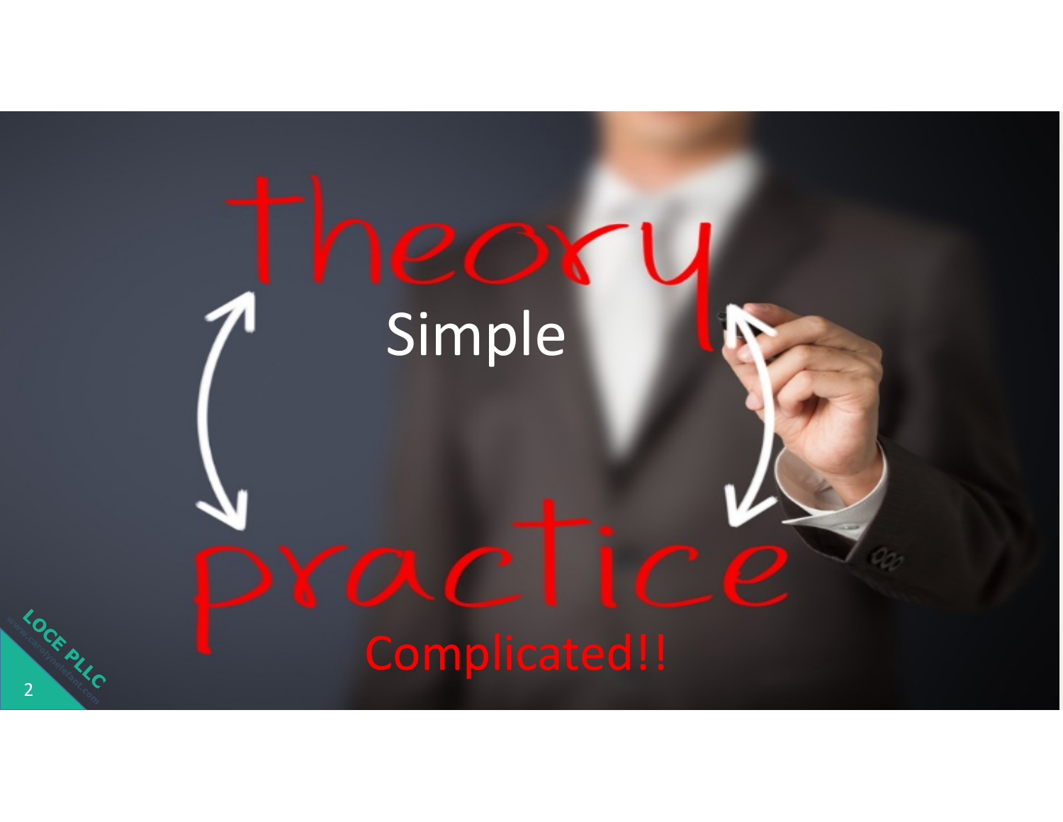theory

Simple

practice

Complicated!!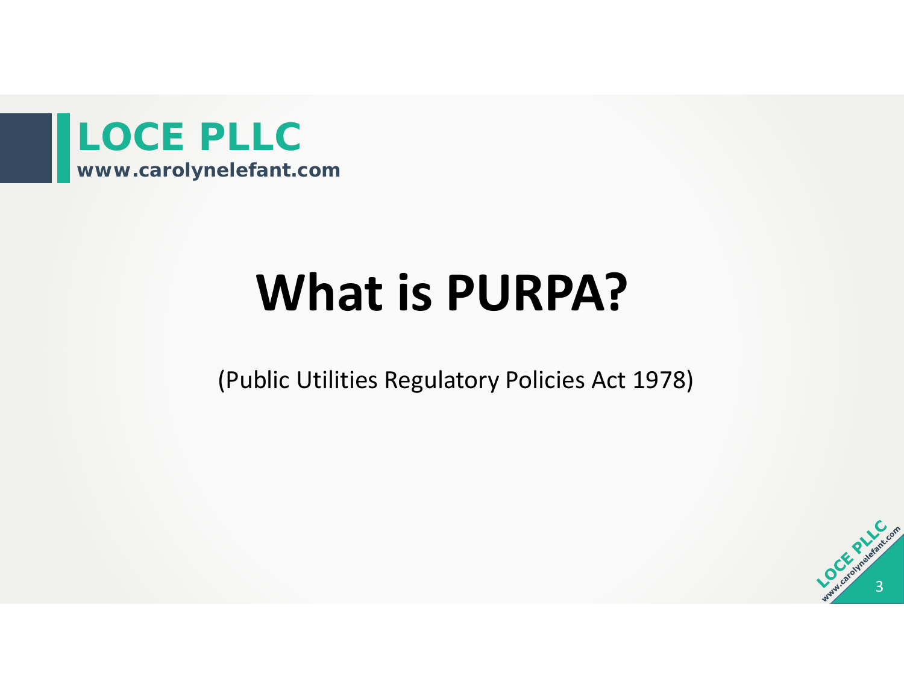# What is PURPA?

(Public Utilities Regulatory Policies Act 1978)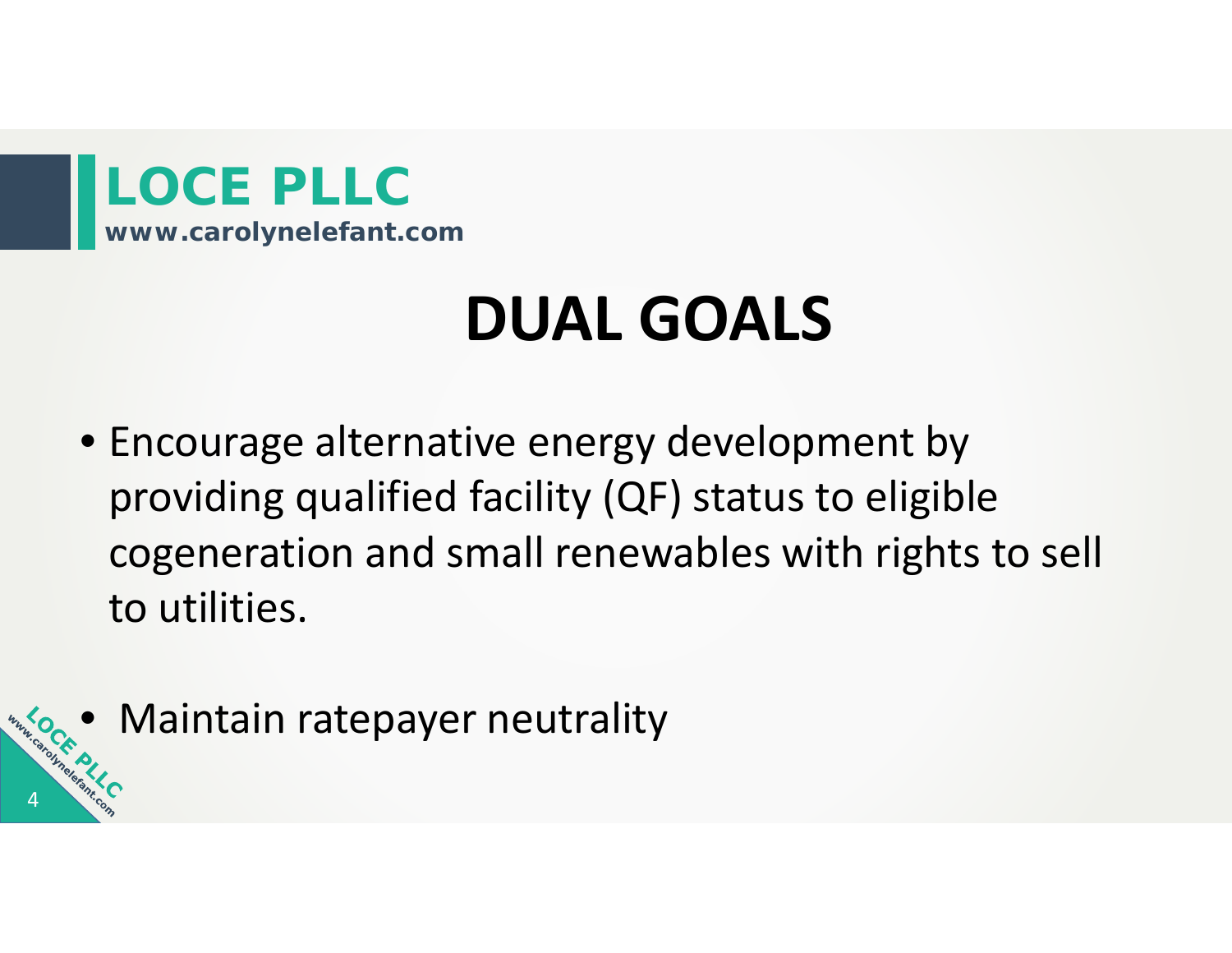# DUAL GOALS

- Encourage alternative energy development by providing qualified facility (QF) status to eligible cogeneration and small renewables with rights to sell to utilities.

- Maintain ratepayer neutrality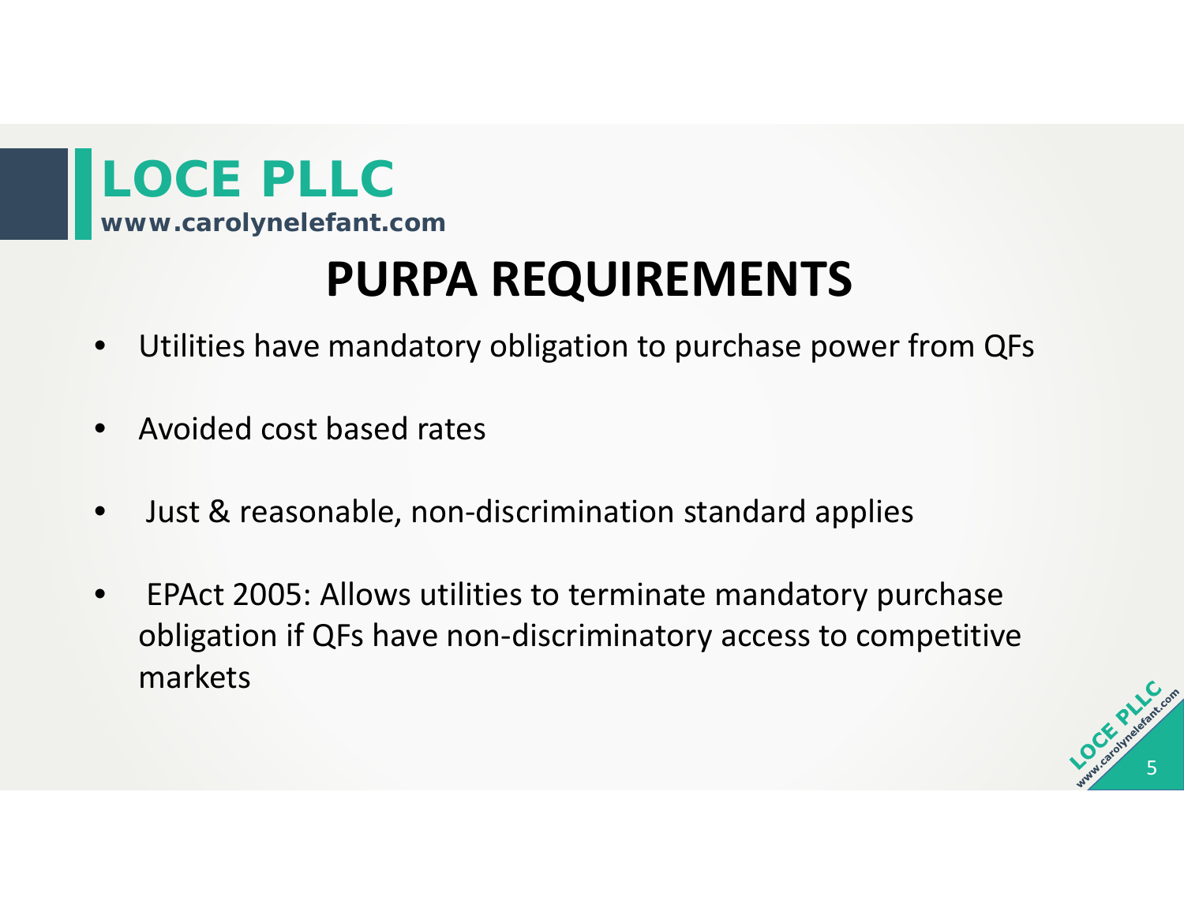# PURPA REQUIREMENTS

- Utilities have mandatory obligation to purchase power from QFs
- Avoided cost based rates
- Just & reasonable, non-discrimination standard applies
- EPAct 2005: Allows utilities to terminate mandatory purchase obligation if QFs have non-discriminatory access to competitive markets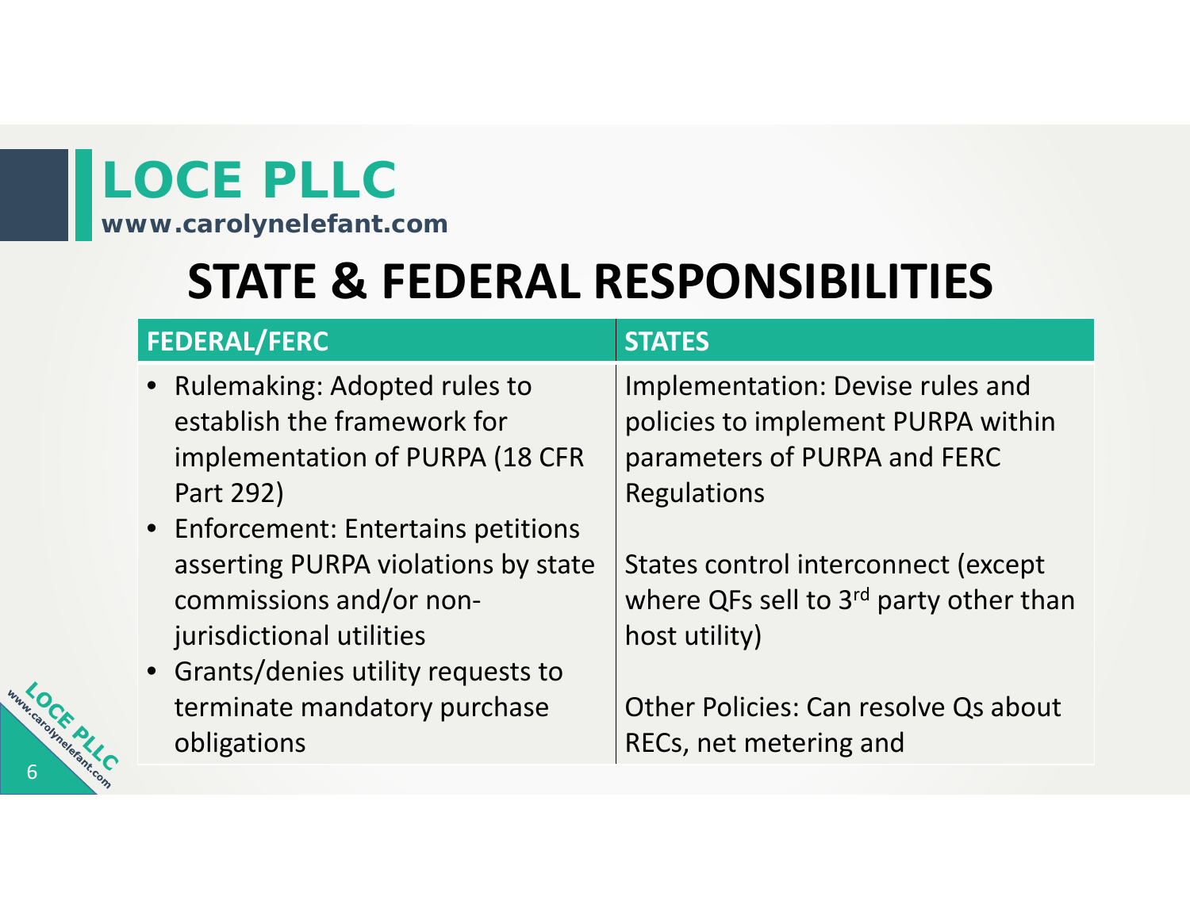**LOCE PLLC**
**www.carolynelefant.com**

# STATE & FEDERAL RESPONSIBILITIES

| FEDERAL/FERC | STATES |
|---|---|
| • Rulemaking: Adopted rules to establish the framework for implementation of PURPA (18 CFR Part 292)<br>• Enforcement: Entertains petitions asserting PURPA violations by state commissions and/or non-jurisdictional utilities<br>• Grants/denies utility requests to terminate mandatory purchase obligations | Implementation: Devise rules and policies to implement PURPA within parameters of PURPA and FERC Regulations<br><br>States control interconnect (except where QFs sell to 3rd party other than host utility)<br><br>Other Policies: Can resolve Qs about RECs, net metering and |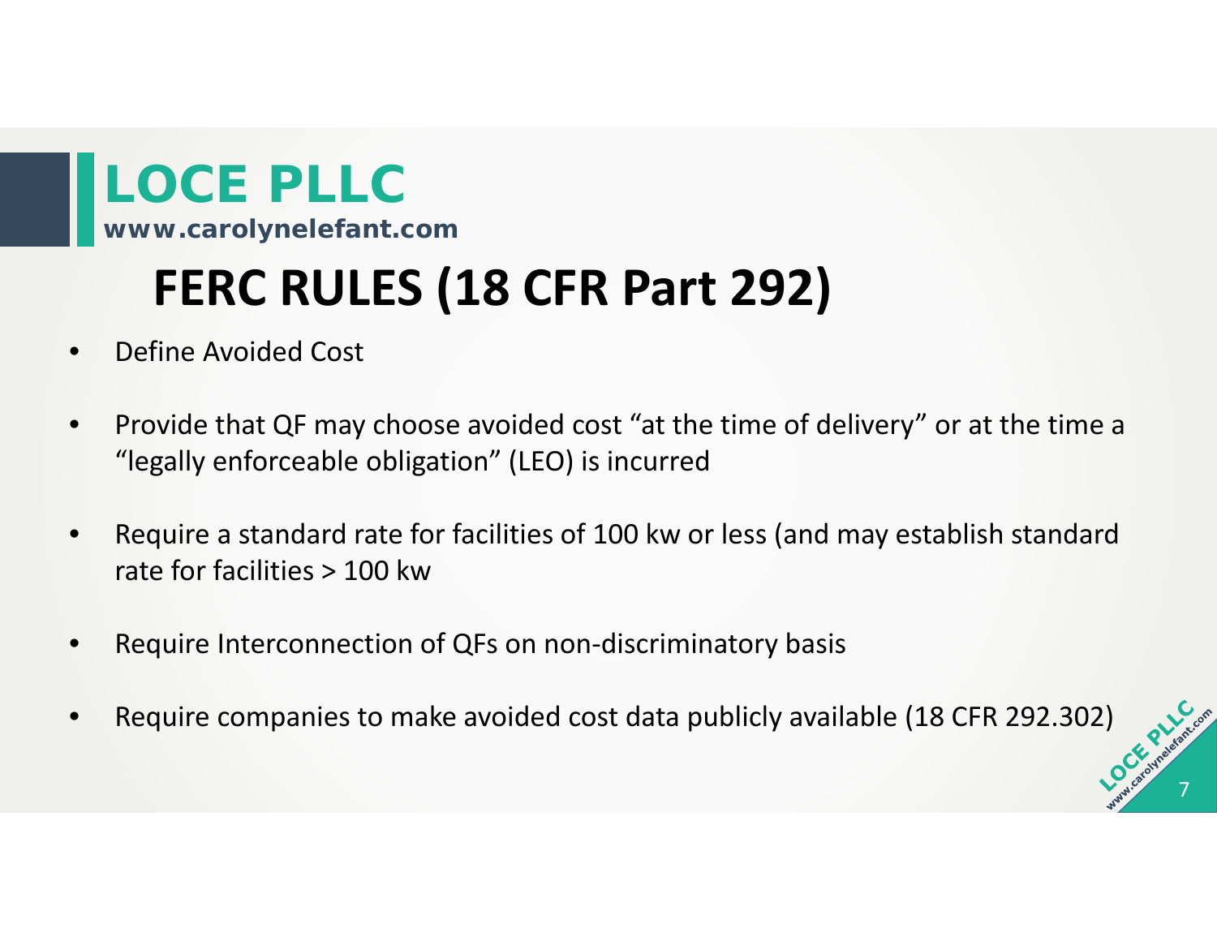# FERC RULES (18 CFR Part 292)

- Define Avoided Cost
- Provide that QF may choose avoided cost “at the time of delivery” or at the time a “legally enforceable obligation” (LEO) is incurred
- Require a standard rate for facilities of 100 kw or less (and may establish standard rate for facilities > 100 kw
- Require Interconnection of QFs on non-discriminatory basis
- Require companies to make avoided cost data publicly available (18 CFR 292.302)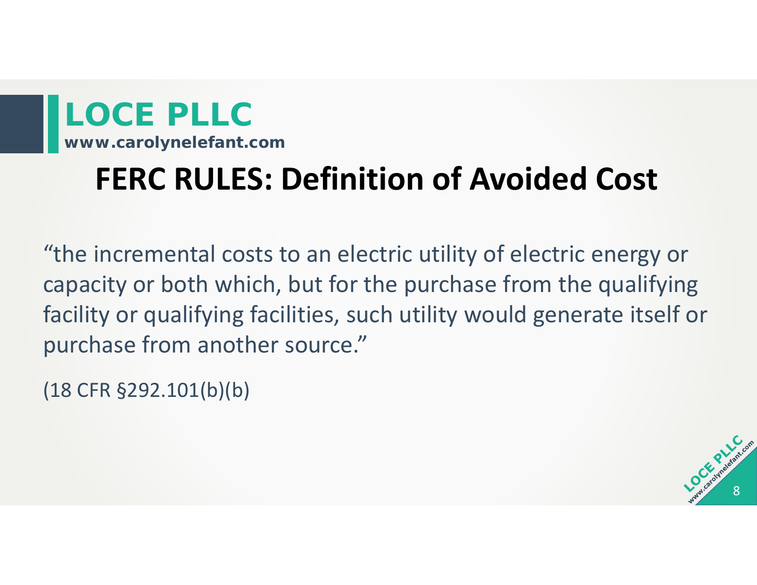# FERC RULES: Definition of Avoided Cost

"the incremental costs to an electric utility of electric energy or capacity or both which, but for the purchase from the qualifying facility or qualifying facilities, such utility would generate itself or purchase from another source."

(18 CFR §292.101(b)(b)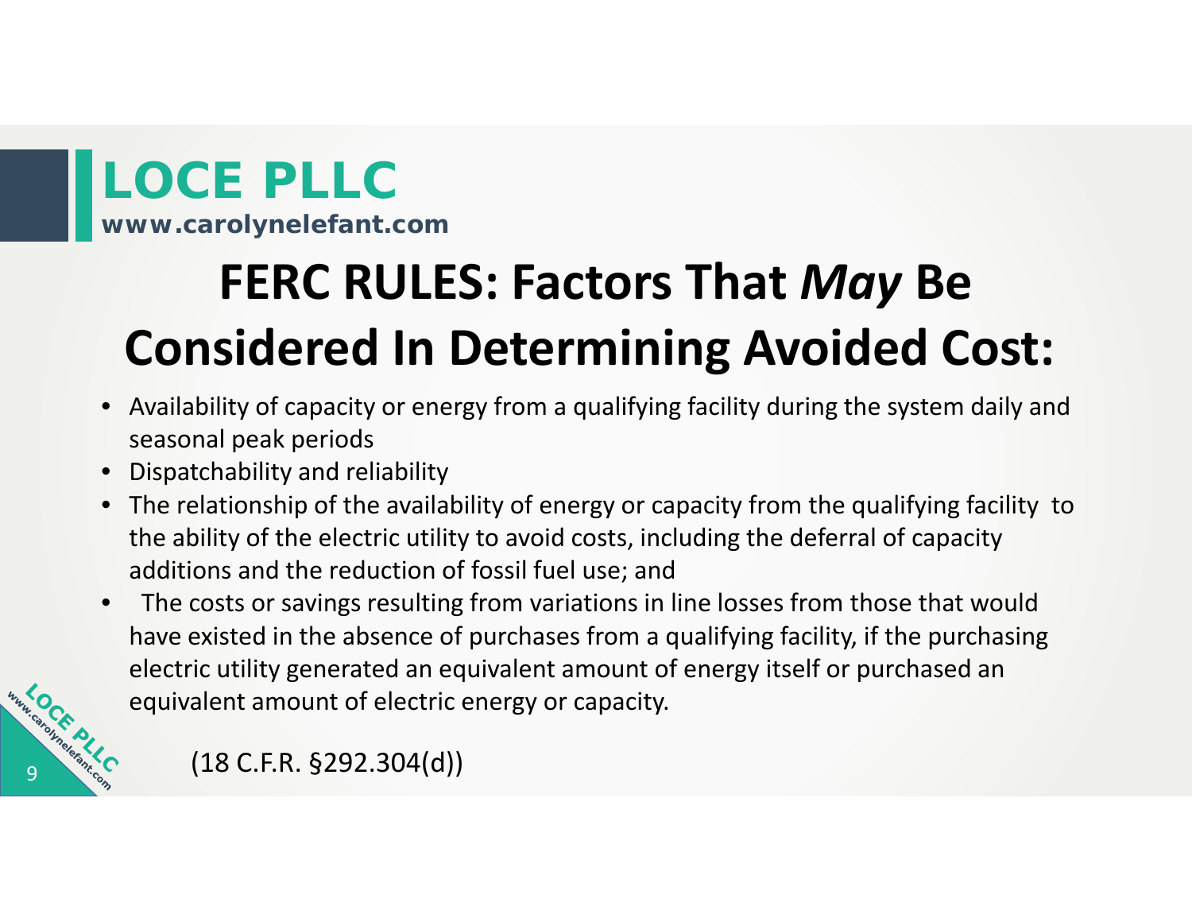# FERC RULES: Factors That *May* Be Considered In Determining Avoided Cost:

- Availability of capacity or energy from a qualifying facility during the system daily and seasonal peak periods
- Dispatchability and reliability
- The relationship of the availability of energy or capacity from the qualifying facility to the ability of the electric utility to avoid costs, including the deferral of capacity additions and the reduction of fossil fuel use; and
- The costs or savings resulting from variations in line losses from those that would have existed in the absence of purchases from a qualifying facility, if the purchasing electric utility generated an equivalent amount of energy itself or purchased an equivalent amount of electric energy or capacity.

(18 C.F.R. §292.304(d))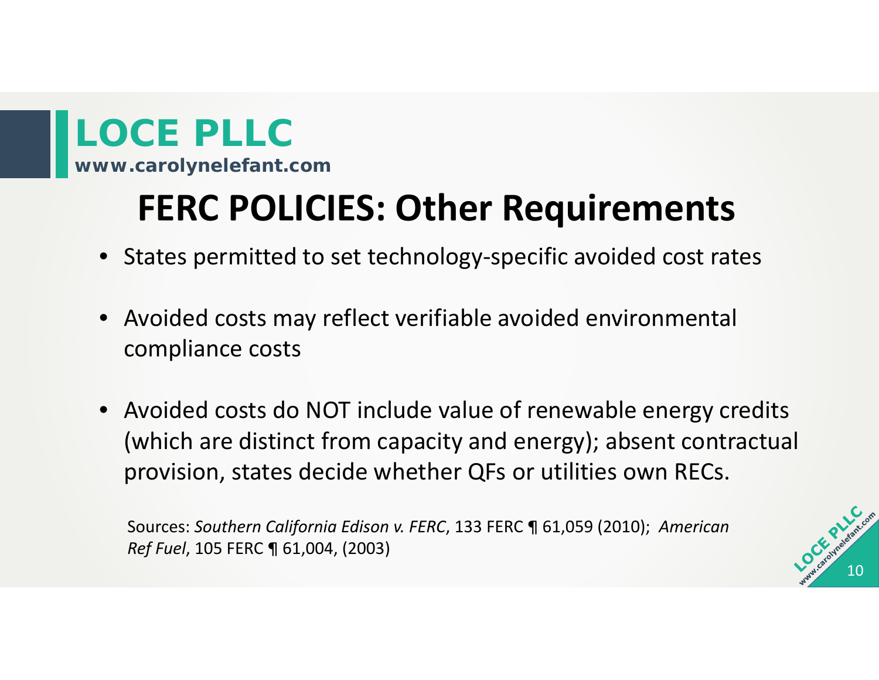# FERC POLICIES: Other Requirements

- States permitted to set technology-specific avoided cost rates
- Avoided costs may reflect verifiable avoided environmental compliance costs
- Avoided costs do NOT include value of renewable energy credits (which are distinct from capacity and energy); absent contractual provision, states decide whether QFs or utilities own RECs.

Sources: *Southern California Edison v. FERC*, 133 FERC ¶ 61,059 (2010); *American Ref Fuel*, 105 FERC ¶ 61,004, (2003)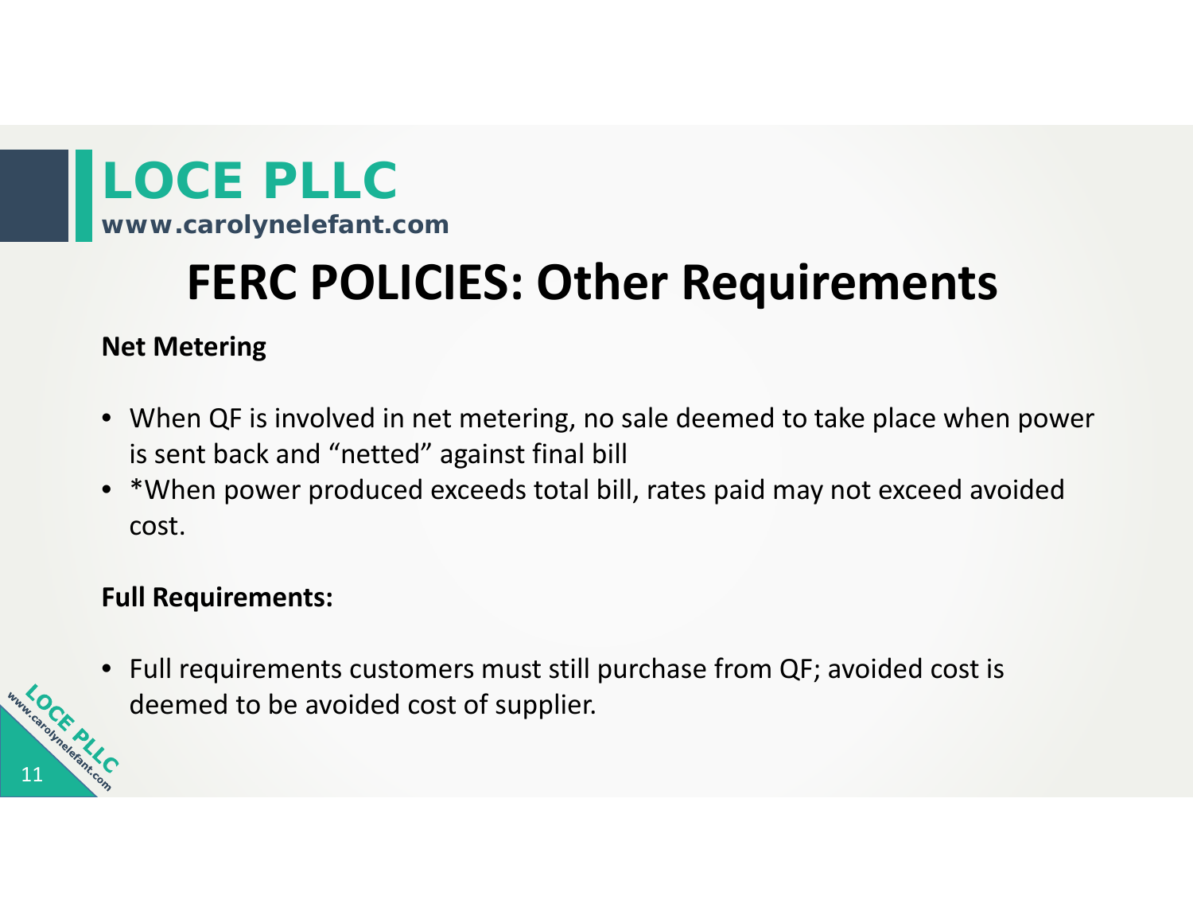# FERC POLICIES: Other Requirements

**Net Metering**

- When QF is involved in net metering, no sale deemed to take place when power is sent back and "netted" against final bill
- *When power produced exceeds total bill, rates paid may not exceed avoided cost.

**Full Requirements:**

- Full requirements customers must still purchase from QF; avoided cost is deemed to be avoided cost of supplier.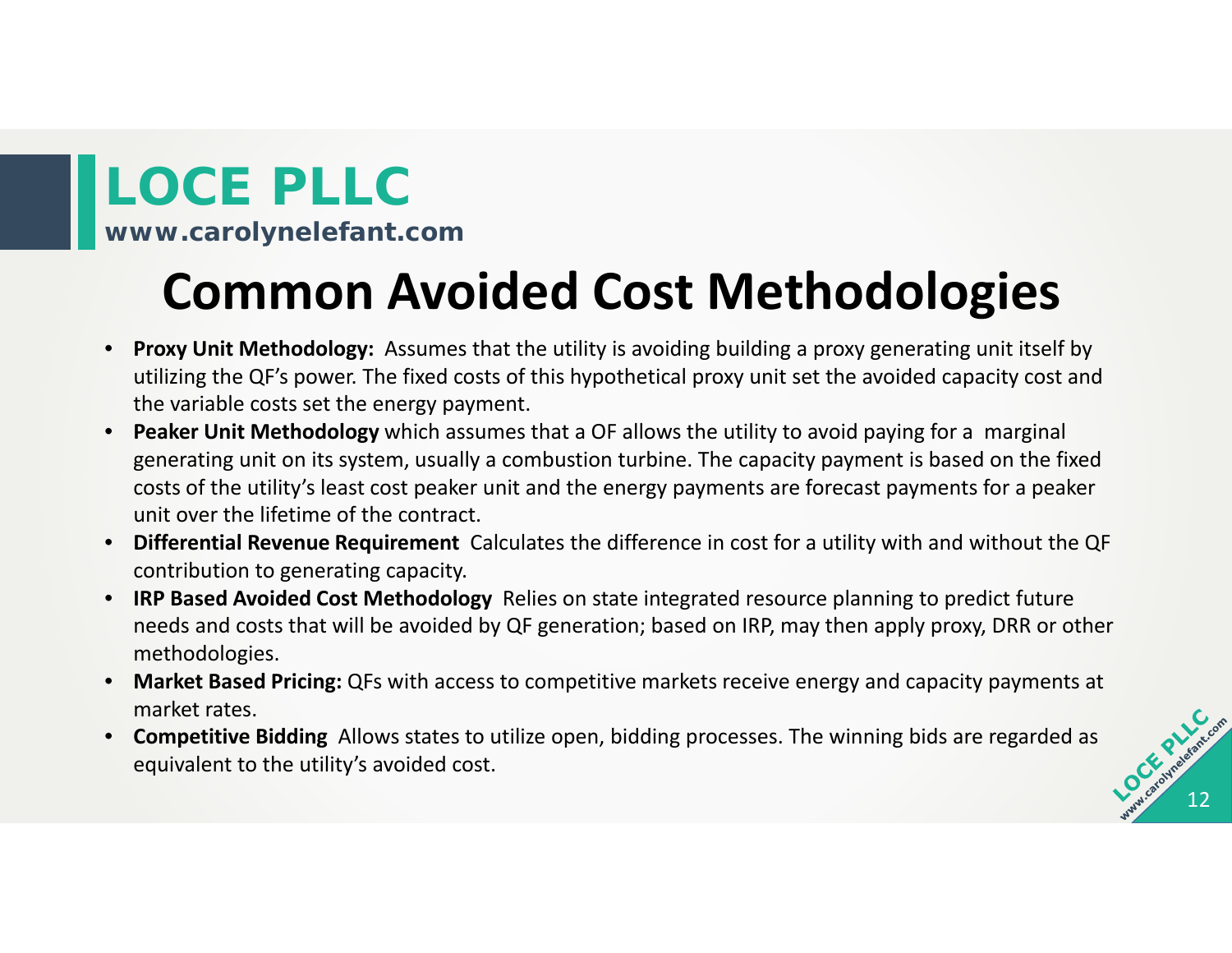# Common Avoided Cost Methodologies

- **Proxy Unit Methodology:** Assumes that the utility is avoiding building a proxy generating unit itself by utilizing the QF's power. The fixed costs of this hypothetical proxy unit set the avoided capacity cost and the variable costs set the energy payment.
- **Peaker Unit Methodology** which assumes that a OF allows the utility to avoid paying for a marginal generating unit on its system, usually a combustion turbine. The capacity payment is based on the fixed costs of the utility's least cost peaker unit and the energy payments are forecast payments for a peaker unit over the lifetime of the contract.
- **Differential Revenue Requirement** Calculates the difference in cost for a utility with and without the QF contribution to generating capacity.
- **IRP Based Avoided Cost Methodology** Relies on state integrated resource planning to predict future needs and costs that will be avoided by QF generation; based on IRP, may then apply proxy, DRR or other methodologies.
- **Market Based Pricing:** QFs with access to competitive markets receive energy and capacity payments at market rates.
- **Competitive Bidding** Allows states to utilize open, bidding processes. The winning bids are regarded as equivalent to the utility's avoided cost.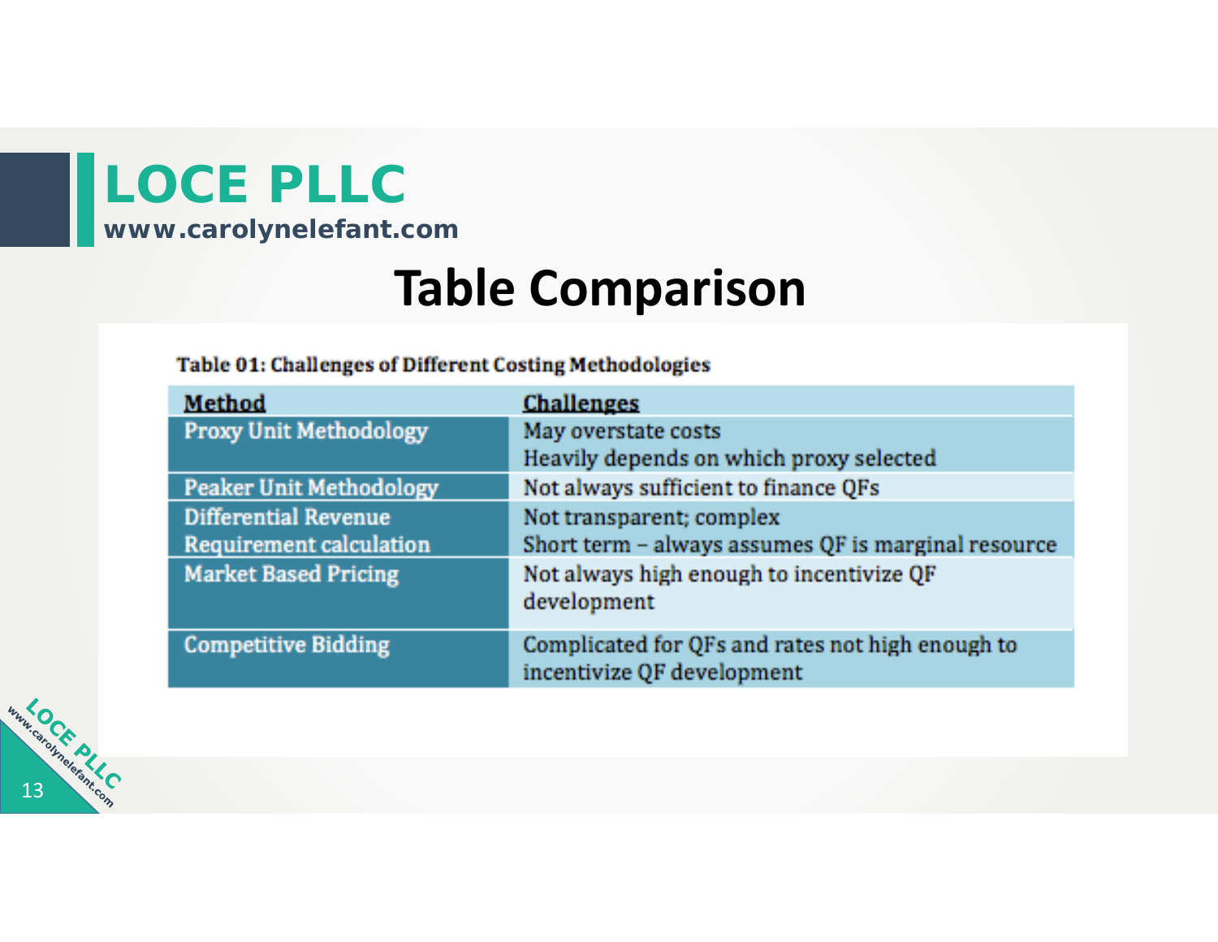# Table Comparison

**Table 01: Challenges of Different Costing Methodologies**

| Method | Challenges |
| --- | --- |
| Proxy Unit Methodology | May overstate costs<br>Heavily depends on which proxy selected |
| Peaker Unit Methodology | Not always sufficient to finance QFs |
| Differential Revenue Requirement calculation | Not transparent; complex<br>Short term – always assumes QF is marginal resource |
| Market Based Pricing | Not always high enough to incentivize QF development |
| Competitive Bidding | Complicated for QFs and rates not high enough to incentivize QF development |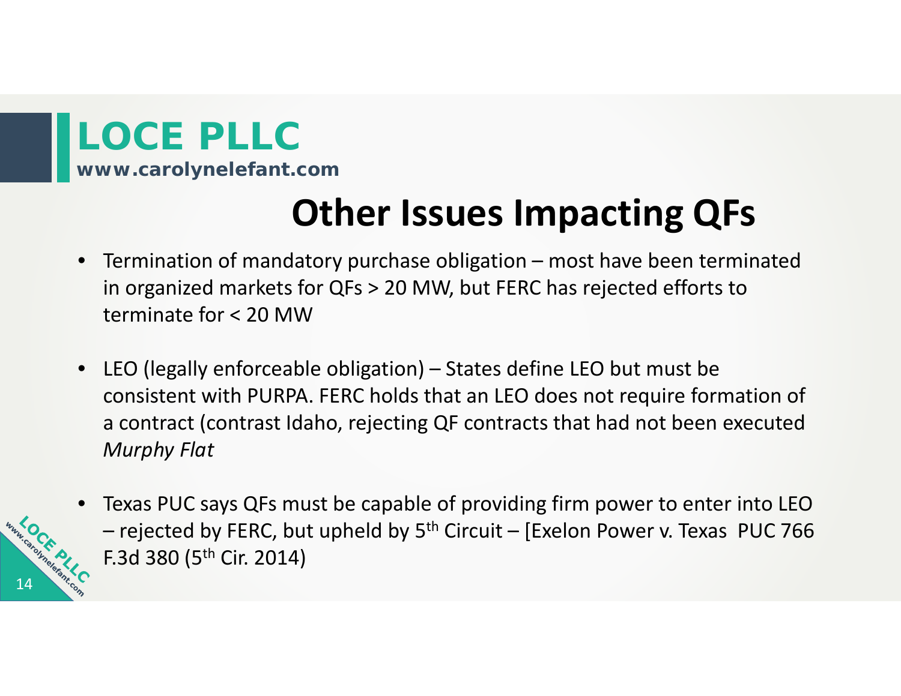# Other Issues Impacting QFs

- Termination of mandatory purchase obligation – most have been terminated in organized markets for QFs > 20 MW, but FERC has rejected efforts to terminate for < 20 MW

- LEO (legally enforceable obligation) – States define LEO but must be consistent with PURPA. FERC holds that an LEO does not require formation of a contract (contrast Idaho, rejecting QF contracts that had not been executed *Murphy Flat*

- Texas PUC says QFs must be capable of providing firm power to enter into LEO – rejected by FERC, but upheld by 5th Circuit – [Exelon Power v. Texas PUC 766 F.3d 380 (5th Cir. 2014)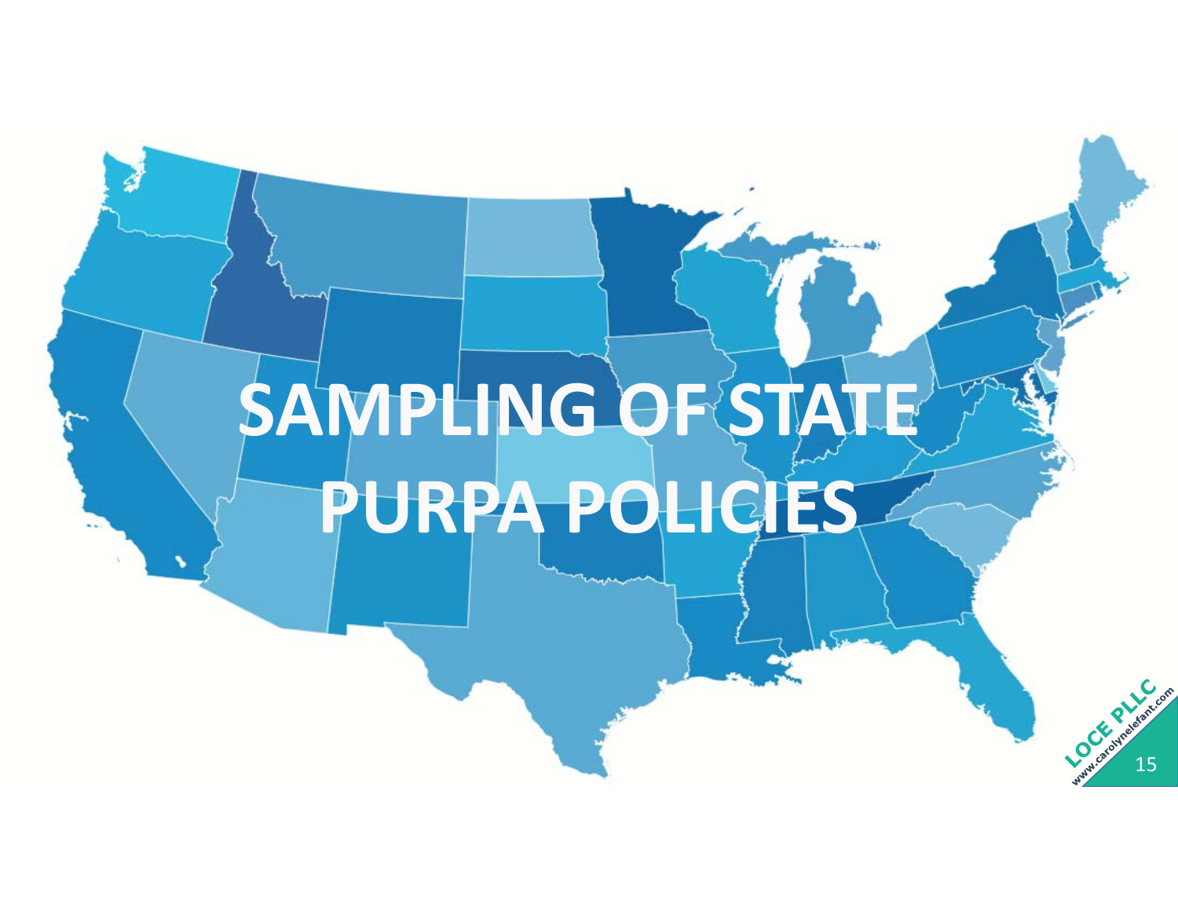# SAMPLING OF STATE PURPA POLICIES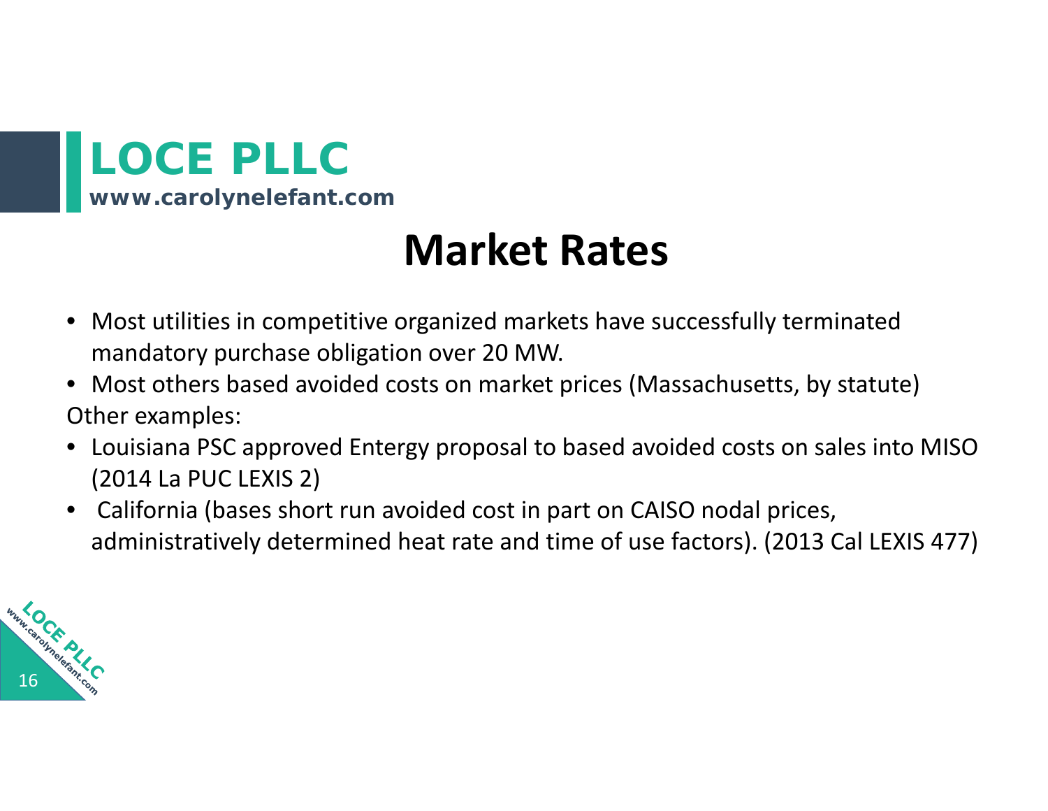# Market Rates

- Most utilities in competitive organized markets have successfully terminated mandatory purchase obligation over 20 MW.
- Most others based avoided costs on market prices (Massachusetts, by statute)

Other examples:

- Louisiana PSC approved Entergy proposal to based avoided costs on sales into MISO (2014 La PUC LEXIS 2)
- California (bases short run avoided cost in part on CAISO nodal prices, administratively determined heat rate and time of use factors). (2013 Cal LEXIS 477)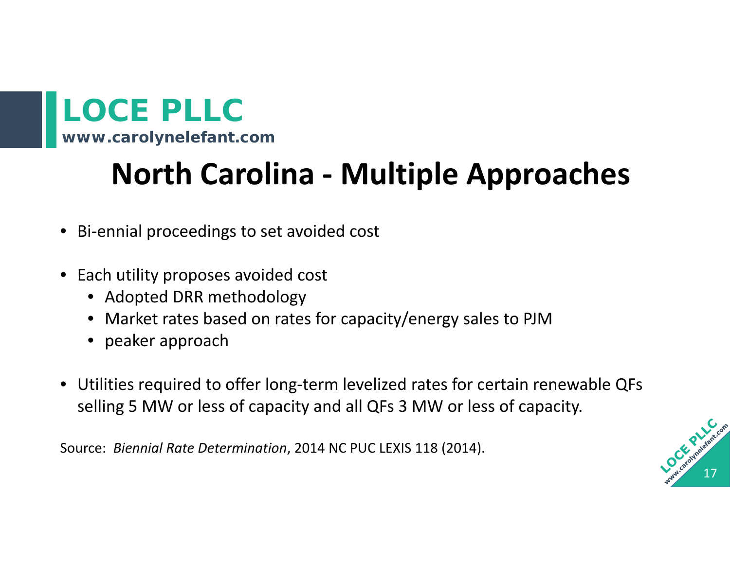# North Carolina - Multiple Approaches

- Bi-ennial proceedings to set avoided cost
- Each utility proposes avoided cost
  - Adopted DRR methodology
  - Market rates based on rates for capacity/energy sales to PJM
  - peaker approach
- Utilities required to offer long-term levelized rates for certain renewable QFs selling 5 MW or less of capacity and all QFs 3 MW or less of capacity.

Source: *Biennial Rate Determination*, 2014 NC PUC LEXIS 118 (2014).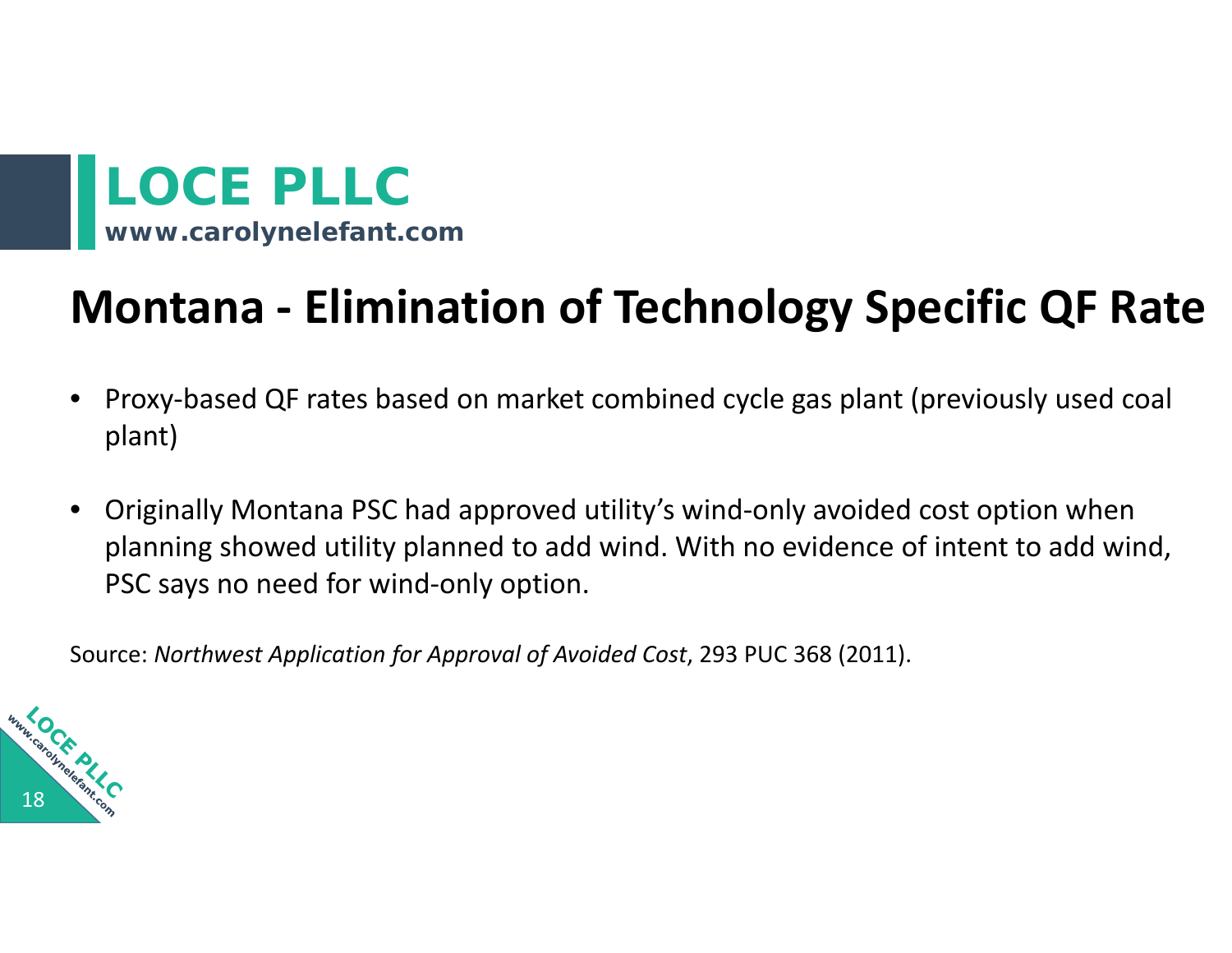# Montana - Elimination of Technology Specific QF Rate

- Proxy-based QF rates based on market combined cycle gas plant (previously used coal plant)
- Originally Montana PSC had approved utility's wind-only avoided cost option when planning showed utility planned to add wind. With no evidence of intent to add wind, PSC says no need for wind-only option.

Source: *Northwest Application for Approval of Avoided Cost*, 293 PUC 368 (2011).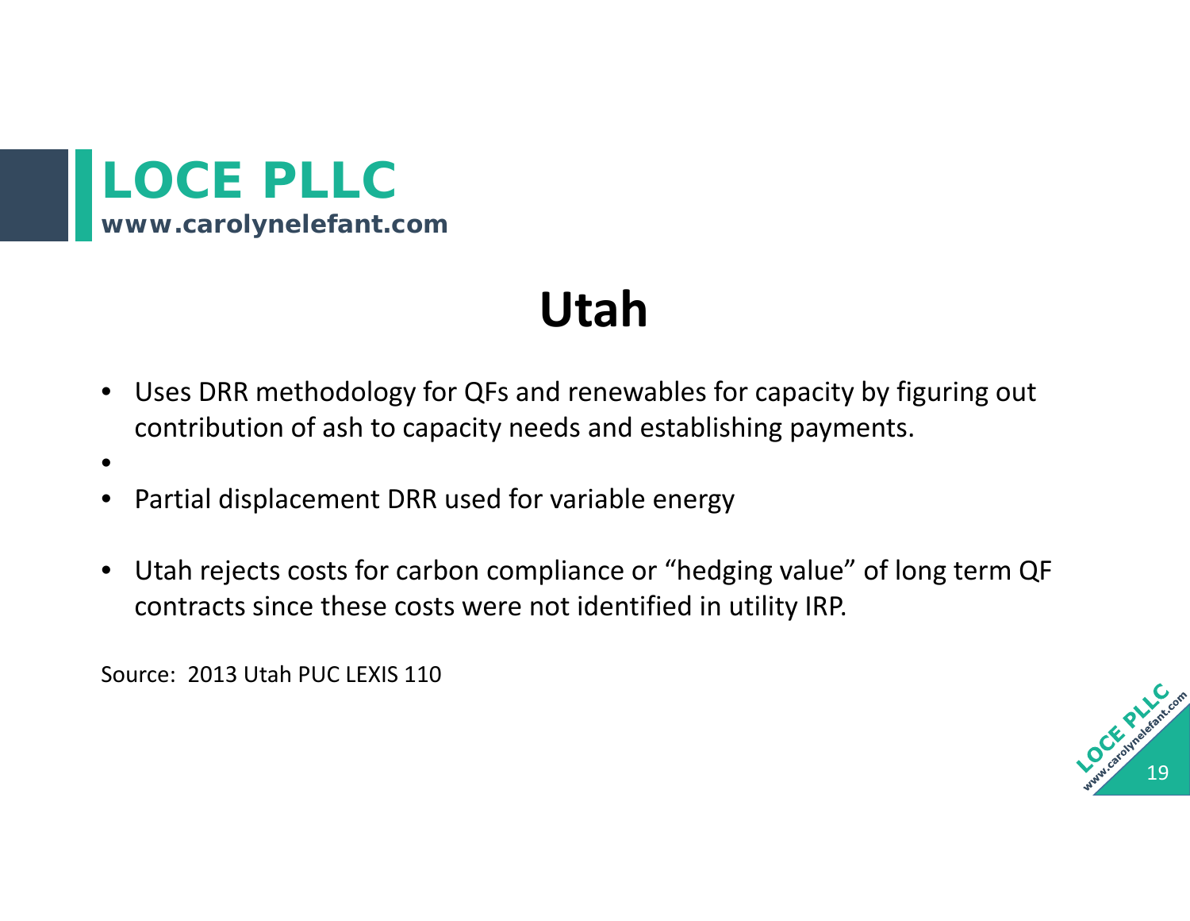# Utah

- Uses DRR methodology for QFs and renewables for capacity by figuring out contribution of ash to capacity needs and establishing payments.
- Partial displacement DRR used for variable energy
- Utah rejects costs for carbon compliance or "hedging value" of long term QF contracts since these costs were not identified in utility IRP.

Source: 2013 Utah PUC LEXIS 110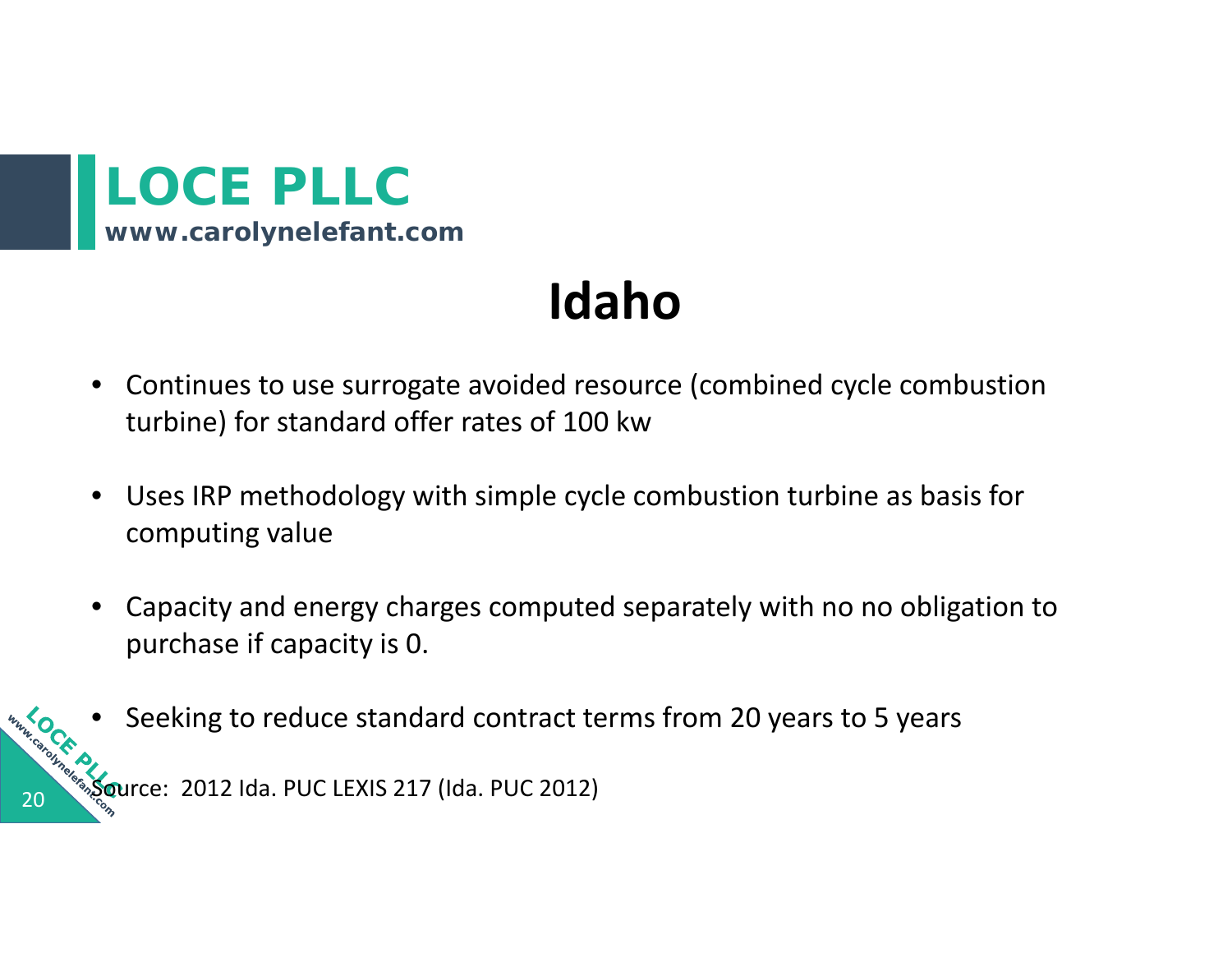# Idaho

- Continues to use surrogate avoided resource (combined cycle combustion turbine) for standard offer rates of 100 kw
- Uses IRP methodology with simple cycle combustion turbine as basis for computing value
- Capacity and energy charges computed separately with no no obligation to purchase if capacity is 0.
- Seeking to reduce standard contract terms from 20 years to 5 years

Source: 2012 Ida. PUC LEXIS 217 (Ida. PUC 2012)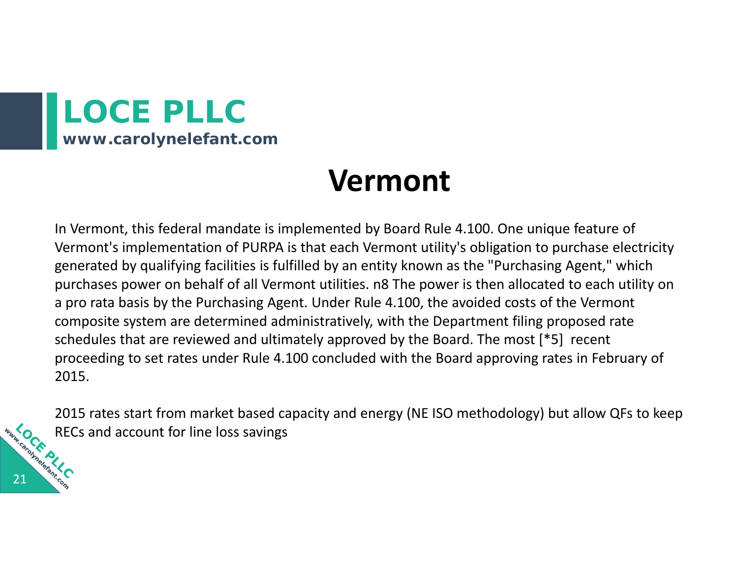# Vermont

In Vermont, this federal mandate is implemented by Board Rule 4.100. One unique feature of Vermont's implementation of PURPA is that each Vermont utility's obligation to purchase electricity generated by qualifying facilities is fulfilled by an entity known as the "Purchasing Agent," which purchases power on behalf of all Vermont utilities. n8 The power is then allocated to each utility on a pro rata basis by the Purchasing Agent. Under Rule 4.100, the avoided costs of the Vermont composite system are determined administratively, with the Department filing proposed rate schedules that are reviewed and ultimately approved by the Board. The most [*5] recent proceeding to set rates under Rule 4.100 concluded with the Board approving rates in February of 2015.

2015 rates start from market based capacity and energy (NE ISO methodology) but allow QFs to keep RECs and account for line loss savings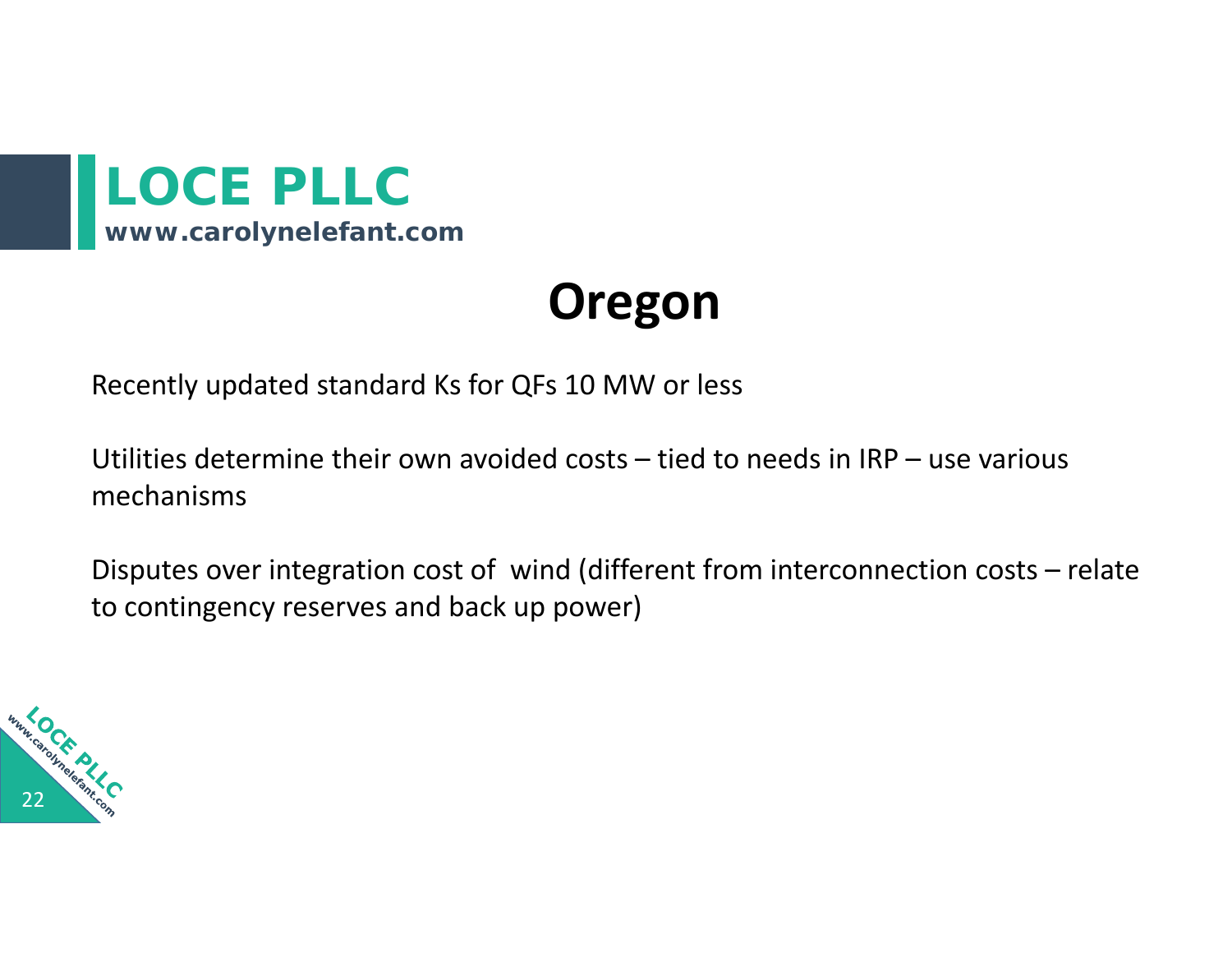# Oregon

Recently updated standard Ks for QFs 10 MW or less

Utilities determine their own avoided costs – tied to needs in IRP – use various mechanisms

Disputes over integration cost of wind (different from interconnection costs – relate to contingency reserves and back up power)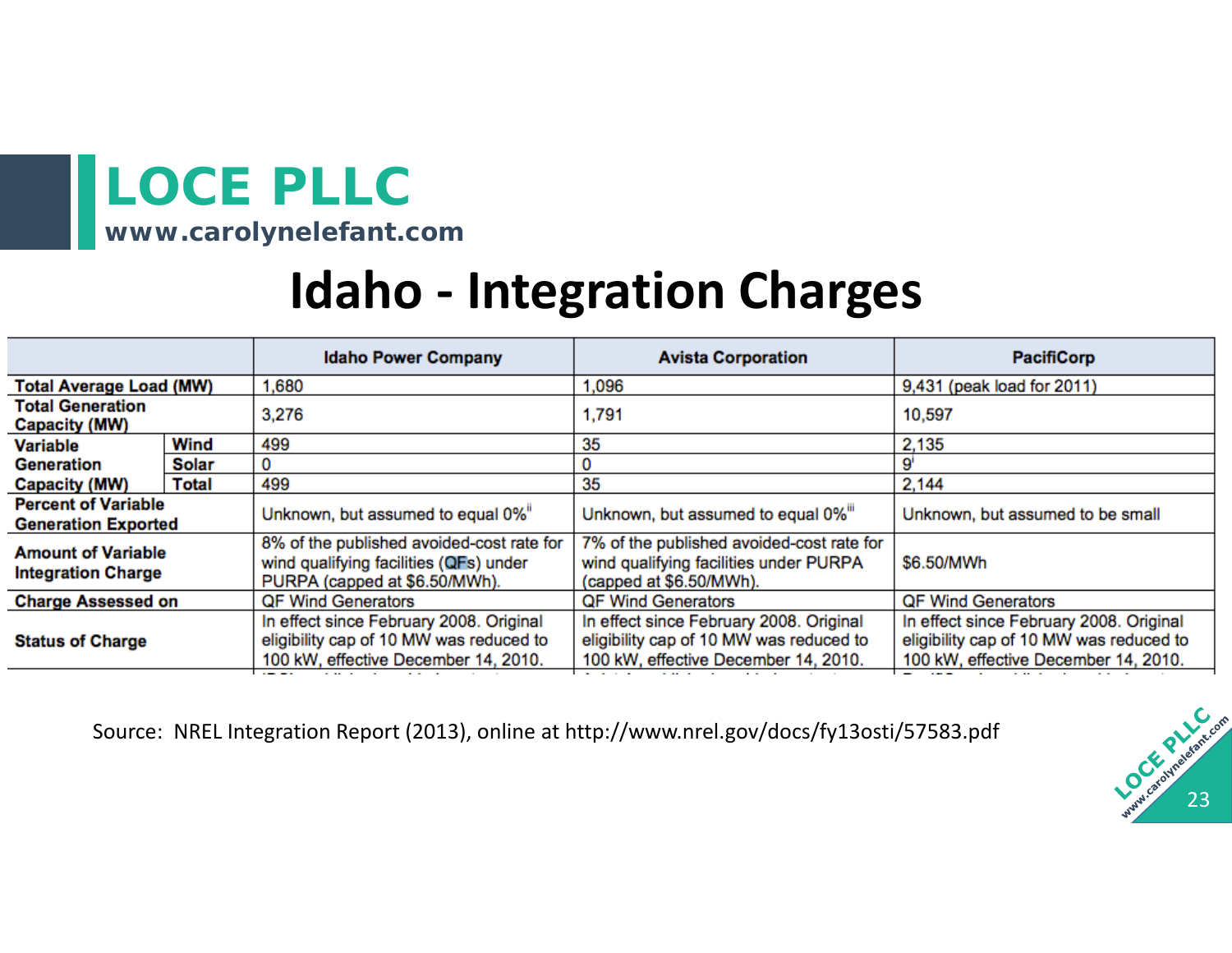# Idaho - Integration Charges

| | | Idaho Power Company | Avista Corporation | PacifiCorp |
|---|---|---|---|---|
| Total Average Load (MW) | | 1,680 | 1,096 | 9,431 (peak load for 2011) |
| Total Generation Capacity (MW) | | 3,276 | 1,791 | 10,597 |
| Variable Generation Capacity (MW) | Wind | 499 | 35 | 2,135 |
| | Solar | 0 | 0 | 9[i] |
| | Total | 499 | 35 | 2,144 |
| Percent of Variable Generation Exported | | Unknown, but assumed to equal 0%[ii] | Unknown, but assumed to equal 0%[iii] | Unknown, but assumed to be small |
| Amount of Variable Integration Charge | | 8% of the published avoided-cost rate for wind qualifying facilities (QFs) under PURPA (capped at $6.50/MWh). | 7% of the published avoided-cost rate for wind qualifying facilities under PURPA (capped at $6.50/MWh). | $6.50/MWh |
| Charge Assessed on | | QF Wind Generators | QF Wind Generators | QF Wind Generators |
| Status of Charge | | In effect since February 2008. Original eligibility cap of 10 MW was reduced to 100 kW, effective December 14, 2010. | In effect since February 2008. Original eligibility cap of 10 MW was reduced to 100 kW, effective December 14, 2010. | In effect since February 2008. Original eligibility cap of 10 MW was reduced to 100 kW, effective December 14, 2010. |

Source: NREL Integration Report (2013), online at http://www.nrel.gov/docs/fy13osti/57583.pdf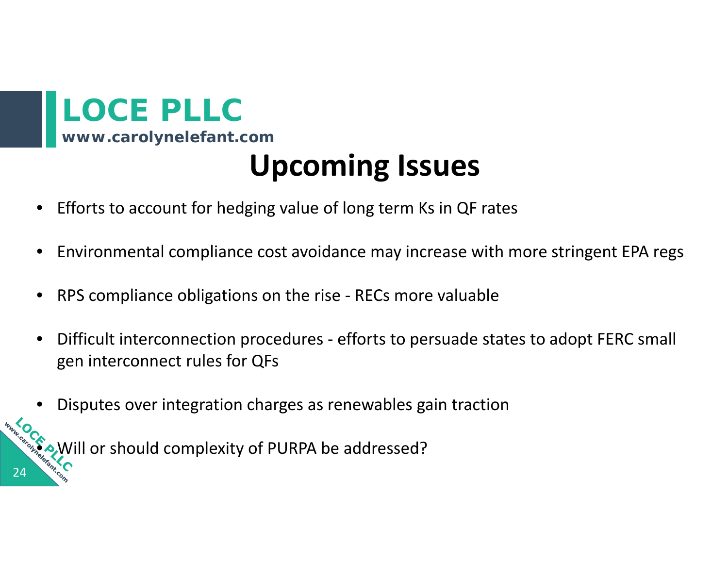# Upcoming Issues

- Efforts to account for hedging value of long term Ks in QF rates
- Environmental compliance cost avoidance may increase with more stringent EPA regs
- RPS compliance obligations on the rise - RECs more valuable
- Difficult interconnection procedures - efforts to persuade states to adopt FERC small gen interconnect rules for QFs
- Disputes over integration charges as renewables gain traction
- Will or should complexity of PURPA be addressed?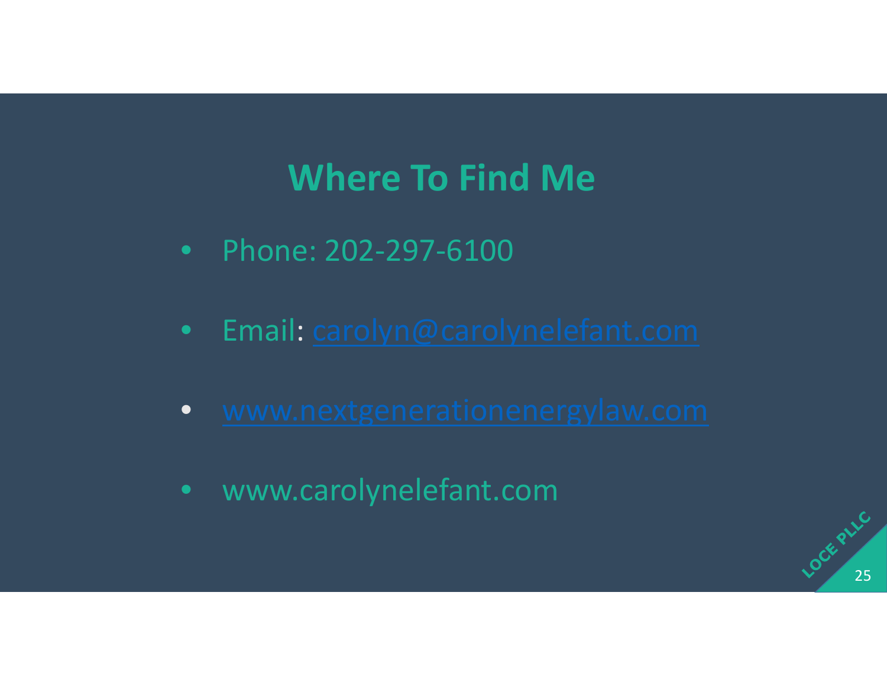# Where To Find Me

- Phone: 202-297-6100
- Email: carolyn@carolynelefant.com
- www.nextgenerationenergylaw.com
- www.carolynelefant.com

LOCE PLLC